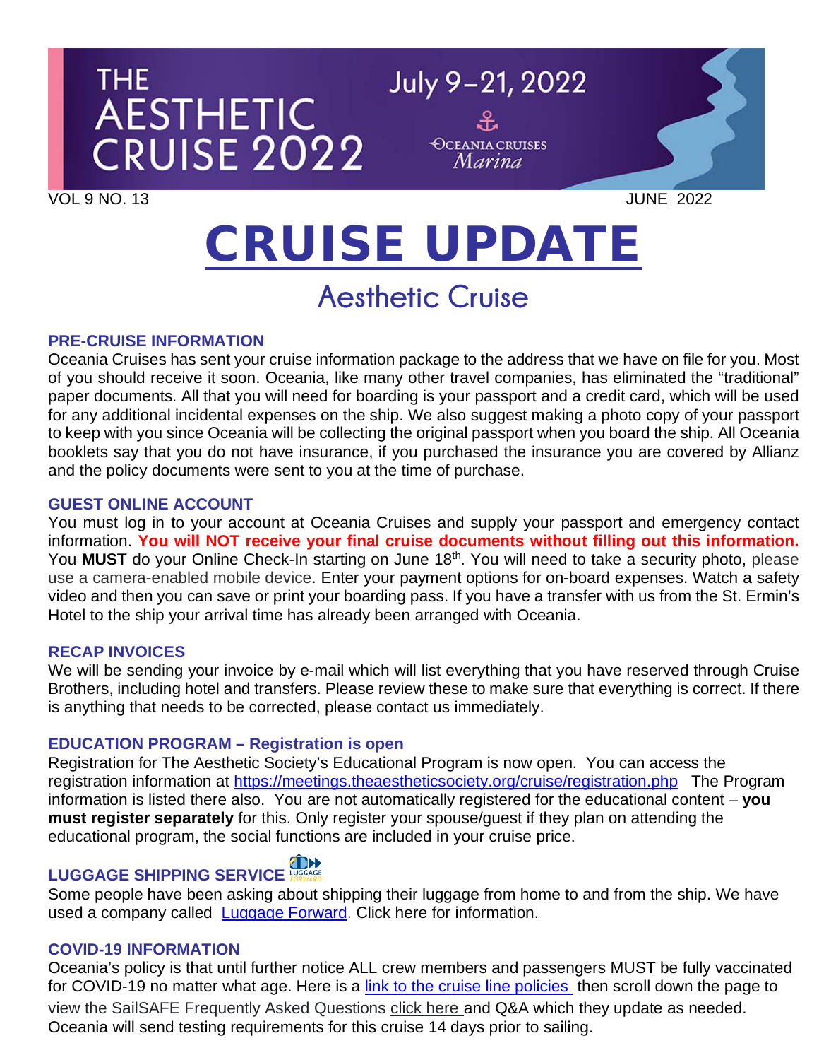THE AESTHETIC CRUISE 2022

July 9–21, 2022

OCEANIA CRUISES *Marina*

VOL 9 NO. 13 JUNE 2022

# CRUISE UPDATE

## Aesthetic Cruise

### PRE-CRUISE INFORMATION

Oceania Cruises has sent your cruise information package to the address that we have on file for you. Most of you should receive it soon. Oceania, like many other travel companies, has eliminated the "traditional" paper documents. All that you will need for boarding is your passport and a credit card, which will be used for any additional incidental expenses on the ship. We also suggest making a photo copy of your passport to keep with you since Oceania will be collecting the original passport when you board the ship. All Oceania booklets say that you do not have insurance, if you purchased the insurance you are covered by Allianz and the policy documents were sent to you at the time of purchase.

### GUEST ONLINE ACCOUNT

You must log in to your account at Oceania Cruises and supply your passport and emergency contact information. **You will NOT receive your final cruise documents without filling out this information.** You **MUST** do your Online Check-In starting on June 18th. You will need to take a security photo, please use a camera-enabled mobile device. Enter your payment options for on-board expenses. Watch a safety video and then you can save or print your boarding pass. If you have a transfer with us from the St. Ermin's Hotel to the ship your arrival time has already been arranged with Oceania.

### RECAP INVOICES

We will be sending your invoice by e-mail which will list everything that you have reserved through Cruise Brothers, including hotel and transfers. Please review these to make sure that everything is correct. If there is anything that needs to be corrected, please contact us immediately.

### EDUCATION PROGRAM – Registration is open

Registration for The Aesthetic Society's Educational Program is now open. You can access the registration information at https://meetings.theaestheticsociety.org/cruise/registration.php The Program information is listed there also. You are not automatically registered for the educational content – **you must register separately** for this. Only register your spouse/guest if they plan on attending the educational program, the social functions are included in your cruise price.

### LUGGAGE SHIPPING SERVICE

Some people have been asking about shipping their luggage from home to and from the ship. We have used a company called Luggage Forward. Click here for information.

### COVID-19 INFORMATION

Oceania's policy is that until further notice ALL crew members and passengers MUST be fully vaccinated for COVID-19 no matter what age. Here is a link to the cruise line policies then scroll down the page to view the SailSAFE Frequently Asked Questions click here and Q&A which they update as needed. Oceania will send testing requirements for this cruise 14 days prior to sailing.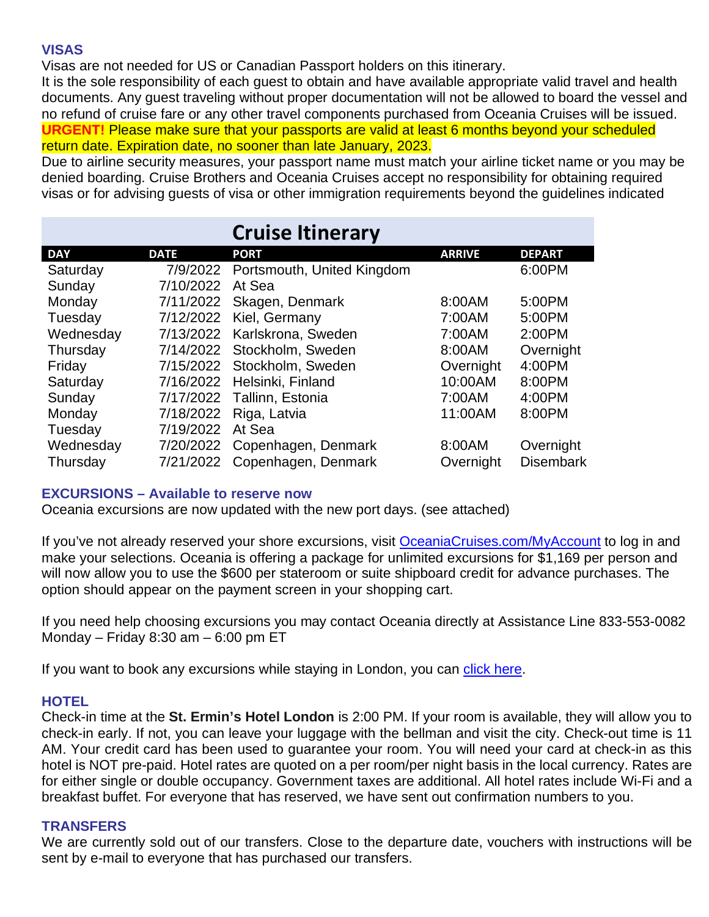## VISAS

Visas are not needed for US or Canadian Passport holders on this itinerary.
It is the sole responsibility of each guest to obtain and have available appropriate valid travel and health documents. Any guest traveling without proper documentation will not be allowed to board the vessel and no refund of cruise fare or any other travel components purchased from Oceania Cruises will be issued.
**URGENT!** Please make sure that your passports are valid at least 6 months beyond your scheduled return date. Expiration date, no sooner than late January, 2023.
Due to airline security measures, your passport name must match your airline ticket name or you may be denied boarding. Cruise Brothers and Oceania Cruises accept no responsibility for obtaining required visas or for advising guests of visa or other immigration requirements beyond the guidelines indicated

## Cruise Itinerary

| DAY | DATE | PORT | ARRIVE | DEPART |
|---|---|---|---|---|
| Saturday | 7/9/2022 | Portsmouth, United Kingdom | | 6:00PM |
| Sunday | 7/10/2022 | At Sea | | |
| Monday | 7/11/2022 | Skagen, Denmark | 8:00AM | 5:00PM |
| Tuesday | 7/12/2022 | Kiel, Germany | 7:00AM | 5:00PM |
| Wednesday | 7/13/2022 | Karlskrona, Sweden | 7:00AM | 2:00PM |
| Thursday | 7/14/2022 | Stockholm, Sweden | 8:00AM | Overnight |
| Friday | 7/15/2022 | Stockholm, Sweden | Overnight | 4:00PM |
| Saturday | 7/16/2022 | Helsinki, Finland | 10:00AM | 8:00PM |
| Sunday | 7/17/2022 | Tallinn, Estonia | 7:00AM | 4:00PM |
| Monday | 7/18/2022 | Riga, Latvia | 11:00AM | 8:00PM |
| Tuesday | 7/19/2022 | At Sea | | |
| Wednesday | 7/20/2022 | Copenhagen, Denmark | 8:00AM | Overnight |
| Thursday | 7/21/2022 | Copenhagen, Denmark | Overnight | Disembark |

## EXCURSIONS – Available to reserve now

Oceania excursions are now updated with the new port days. (see attached)

If you've not already reserved your shore excursions, visit OceaniaCruises.com/MyAccount to log in and make your selections. Oceania is offering a package for unlimited excursions for $1,169 per person and will now allow you to use the $600 per stateroom or suite shipboard credit for advance purchases. The option should appear on the payment screen in your shopping cart.

If you need help choosing excursions you may contact Oceania directly at Assistance Line 833-553-0082 Monday – Friday 8:30 am – 6:00 pm ET

If you want to book any excursions while staying in London, you can click here.

## HOTEL

Check-in time at the **St. Ermin's Hotel London** is 2:00 PM. If your room is available, they will allow you to check-in early. If not, you can leave your luggage with the bellman and visit the city. Check-out time is 11 AM. Your credit card has been used to guarantee your room. You will need your card at check-in as this hotel is NOT pre-paid. Hotel rates are quoted on a per room/per night basis in the local currency. Rates are for either single or double occupancy. Government taxes are additional. All hotel rates include Wi-Fi and a breakfast buffet. For everyone that has reserved, we have sent out confirmation numbers to you.

## TRANSFERS

We are currently sold out of our transfers. Close to the departure date, vouchers with instructions will be sent by e-mail to everyone that has purchased our transfers.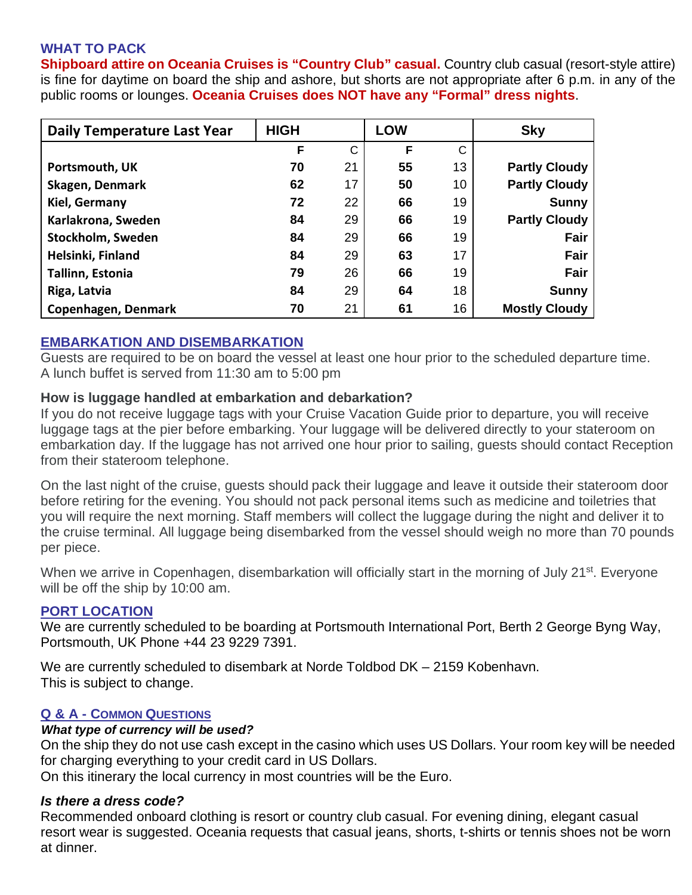## WHAT TO PACK

**Shipboard attire on Oceania Cruises is "Country Club" casual.** Country club casual (resort-style attire) is fine for daytime on board the ship and ashore, but shorts are not appropriate after 6 p.m. in any of the public rooms or lounges. **Oceania Cruises does NOT have any "Formal" dress nights**.

| Daily Temperature Last Year | HIGH | | LOW | | Sky |
|---|---|---|---|---|---|
| | F | C | F | C | |
| **Portsmouth, UK** | **70** | 21 | **55** | 13 | **Partly Cloudy** |
| **Skagen, Denmark** | **62** | 17 | **50** | 10 | **Partly Cloudy** |
| **Kiel, Germany** | **72** | 22 | **66** | 19 | **Sunny** |
| **Karlakrona, Sweden** | **84** | 29 | **66** | 19 | **Partly Cloudy** |
| **Stockholm, Sweden** | **84** | 29 | **66** | 19 | **Fair** |
| **Helsinki, Finland** | **84** | 29 | **63** | 17 | **Fair** |
| **Tallinn, Estonia** | **79** | 26 | **66** | 19 | **Fair** |
| **Riga, Latvia** | **84** | 29 | **64** | 18 | **Sunny** |
| **Copenhagen, Denmark** | **70** | 21 | **61** | 16 | **Mostly Cloudy** |

## EMBARKATION AND DISEMBARKATION

Guests are required to be on board the vessel at least one hour prior to the scheduled departure time.
A lunch buffet is served from 11:30 am to 5:00 pm

### How is luggage handled at embarkation and debarkation?

If you do not receive luggage tags with your Cruise Vacation Guide prior to departure, you will receive luggage tags at the pier before embarking. Your luggage will be delivered directly to your stateroom on embarkation day. If the luggage has not arrived one hour prior to sailing, guests should contact Reception from their stateroom telephone.

On the last night of the cruise, guests should pack their luggage and leave it outside their stateroom door before retiring for the evening. You should not pack personal items such as medicine and toiletries that you will require the next morning. Staff members will collect the luggage during the night and deliver it to the cruise terminal. All luggage being disembarked from the vessel should weigh no more than 70 pounds per piece.

When we arrive in Copenhagen, disembarkation will officially start in the morning of July 21st. Everyone will be off the ship by 10:00 am.

## PORT LOCATION

We are currently scheduled to be boarding at Portsmouth International Port, Berth 2 George Byng Way, Portsmouth, UK Phone +44 23 9229 7391.

We are currently scheduled to disembark at Norde Toldbod DK – 2159 Kobenhavn.
This is subject to change.

## Q & A - COMMON QUESTIONS

***What type of currency will be used?***

On the ship they do not use cash except in the casino which uses US Dollars. Your room key will be needed for charging everything to your credit card in US Dollars.
On this itinerary the local currency in most countries will be the Euro.

***Is there a dress code?***

Recommended onboard clothing is resort or country club casual. For evening dining, elegant casual resort wear is suggested. Oceania requests that casual jeans, shorts, t-shirts or tennis shoes not be worn at dinner.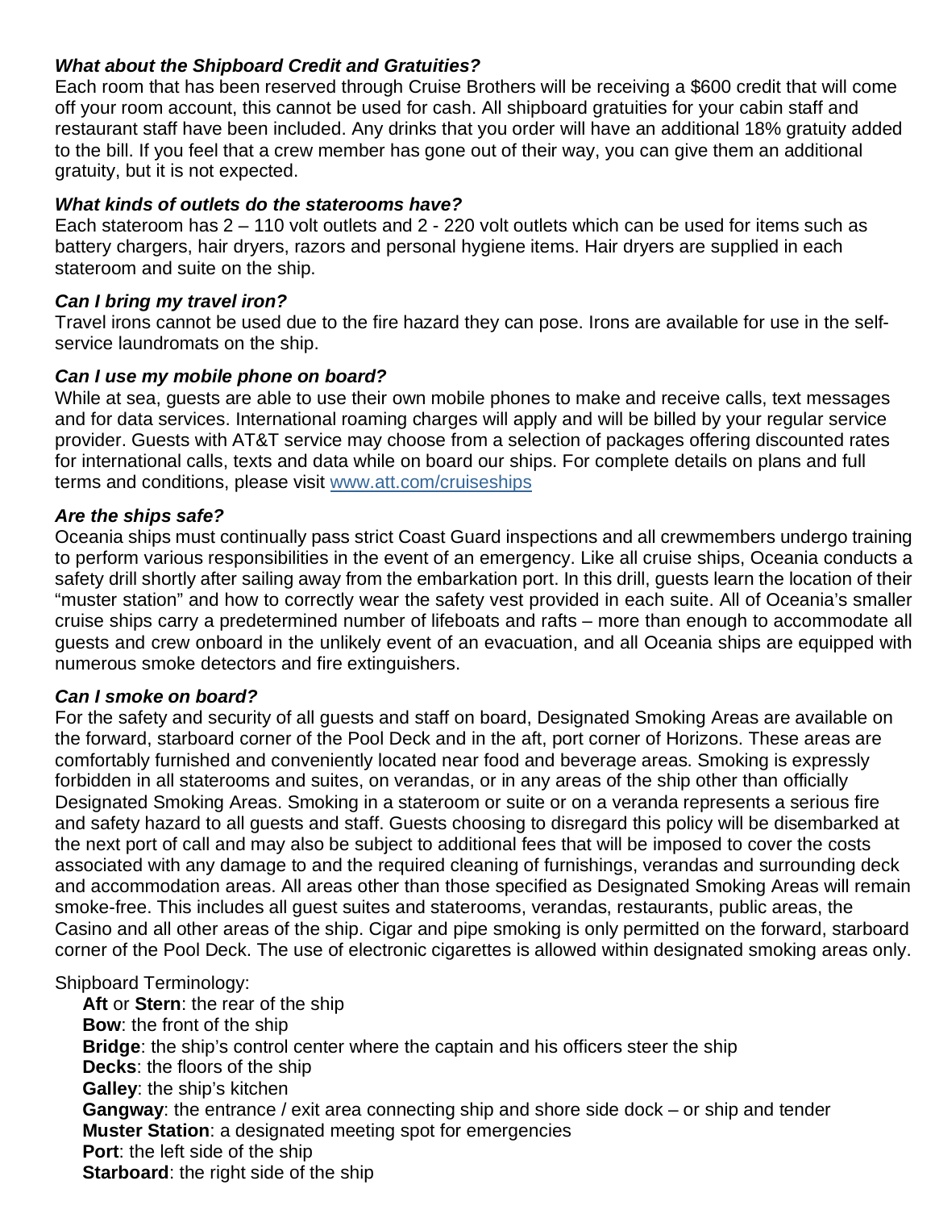### *What about the Shipboard Credit and Gratuities?*

Each room that has been reserved through Cruise Brothers will be receiving a $600 credit that will come off your room account, this cannot be used for cash. All shipboard gratuities for your cabin staff and restaurant staff have been included. Any drinks that you order will have an additional 18% gratuity added to the bill. If you feel that a crew member has gone out of their way, you can give them an additional gratuity, but it is not expected.

### *What kinds of outlets do the staterooms have?*

Each stateroom has 2 – 110 volt outlets and 2 - 220 volt outlets which can be used for items such as battery chargers, hair dryers, razors and personal hygiene items. Hair dryers are supplied in each stateroom and suite on the ship.

### *Can I bring my travel iron?*

Travel irons cannot be used due to the fire hazard they can pose. Irons are available for use in the self-service laundromats on the ship.

### *Can I use my mobile phone on board?*

While at sea, guests are able to use their own mobile phones to make and receive calls, text messages and for data services. International roaming charges will apply and will be billed by your regular service provider. Guests with AT&T service may choose from a selection of packages offering discounted rates for international calls, texts and data while on board our ships. For complete details on plans and full terms and conditions, please visit [www.att.com/cruiseships](http://www.att.com/cruiseships)

### *Are the ships safe?*

Oceania ships must continually pass strict Coast Guard inspections and all crewmembers undergo training to perform various responsibilities in the event of an emergency. Like all cruise ships, Oceania conducts a safety drill shortly after sailing away from the embarkation port. In this drill, guests learn the location of their "muster station" and how to correctly wear the safety vest provided in each suite. All of Oceania's smaller cruise ships carry a predetermined number of lifeboats and rafts – more than enough to accommodate all guests and crew onboard in the unlikely event of an evacuation, and all Oceania ships are equipped with numerous smoke detectors and fire extinguishers.

### *Can I smoke on board?*

For the safety and security of all guests and staff on board, Designated Smoking Areas are available on the forward, starboard corner of the Pool Deck and in the aft, port corner of Horizons. These areas are comfortably furnished and conveniently located near food and beverage areas. Smoking is expressly forbidden in all staterooms and suites, on verandas, or in any areas of the ship other than officially Designated Smoking Areas. Smoking in a stateroom or suite or on a veranda represents a serious fire and safety hazard to all guests and staff. Guests choosing to disregard this policy will be disembarked at the next port of call and may also be subject to additional fees that will be imposed to cover the costs associated with any damage to and the required cleaning of furnishings, verandas and surrounding deck and accommodation areas. All areas other than those specified as Designated Smoking Areas will remain smoke-free. This includes all guest suites and staterooms, verandas, restaurants, public areas, the Casino and all other areas of the ship. Cigar and pipe smoking is only permitted on the forward, starboard corner of the Pool Deck. The use of electronic cigarettes is allowed within designated smoking areas only.

Shipboard Terminology:

- **Aft** or **Stern**: the rear of the ship
- **Bow**: the front of the ship
- **Bridge**: the ship's control center where the captain and his officers steer the ship
- **Decks**: the floors of the ship
- **Galley**: the ship's kitchen
- **Gangway**: the entrance / exit area connecting ship and shore side dock – or ship and tender
- **Muster Station**: a designated meeting spot for emergencies
- **Port**: the left side of the ship
- **Starboard**: the right side of the ship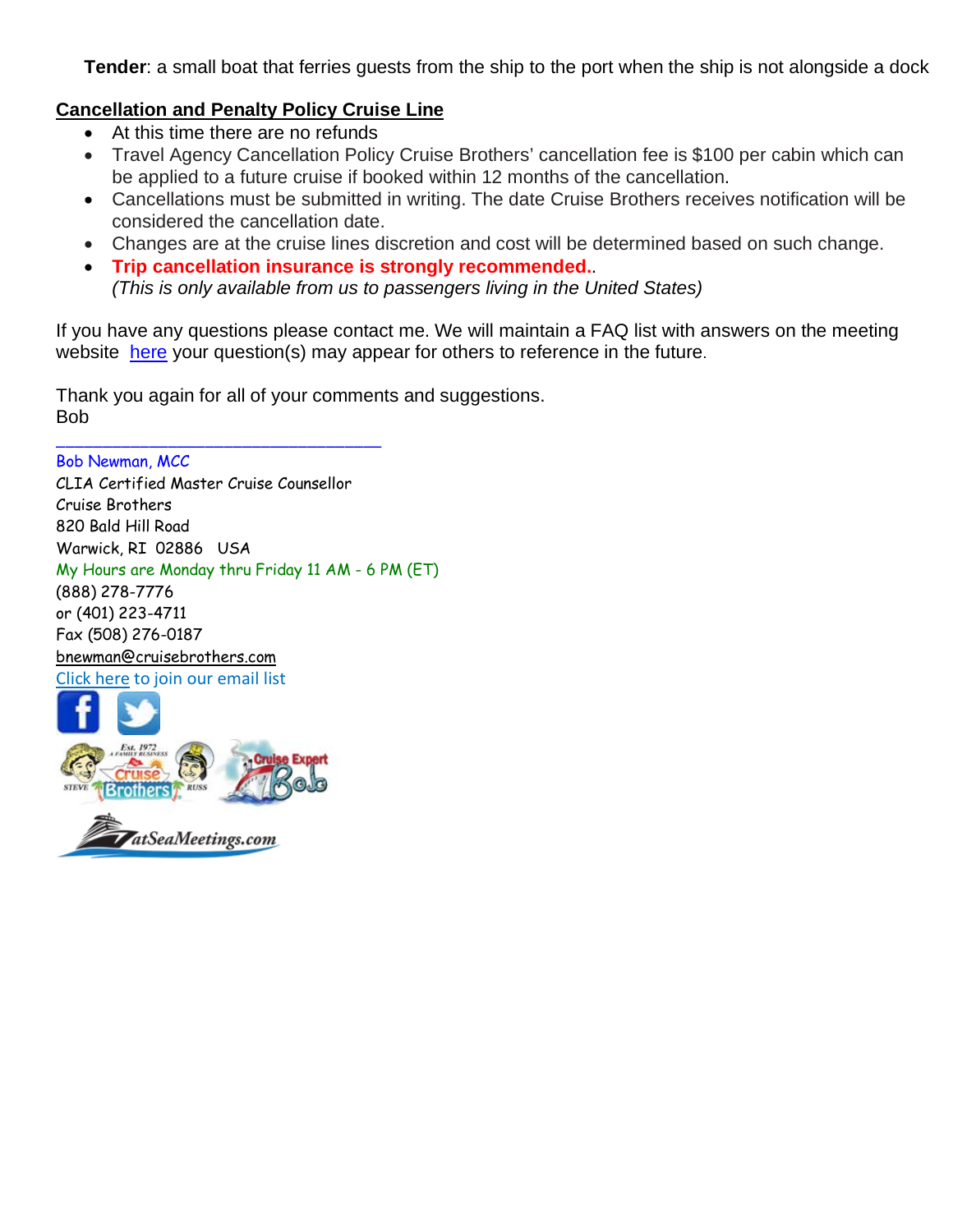**Tender**: a small boat that ferries guests from the ship to the port when the ship is not alongside a dock

## Cancellation and Penalty Policy Cruise Line

- At this time there are no refunds
- Travel Agency Cancellation Policy Cruise Brothers' cancellation fee is $100 per cabin which can be applied to a future cruise if booked within 12 months of the cancellation.
- Cancellations must be submitted in writing. The date Cruise Brothers receives notification will be considered the cancellation date.
- Changes are at the cruise lines discretion and cost will be determined based on such change.
- **Trip cancellation insurance is strongly recommended.**.
  *(This is only available from us to passengers living in the United States)*

If you have any questions please contact me. We will maintain a FAQ list with answers on the meeting website here your question(s) may appear for others to reference in the future.

Thank you again for all of your comments and suggestions.
Bob

\_\_\_\_\_\_\_\_\_\_\_\_\_\_\_\_\_\_\_\_\_\_\_\_\_\_\_\_\_\_\_\_\_\_

Bob Newman, MCC
CLIA Certified Master Cruise Counsellor
Cruise Brothers
820 Bald Hill Road
Warwick, RI 02886 USA
My Hours are Monday thru Friday 11 AM - 6 PM (ET)
(888) 278-7776
or (401) 223-4711
Fax (508) 276-0187
bnewman@cruisebrothers.com
Click here to join our email list